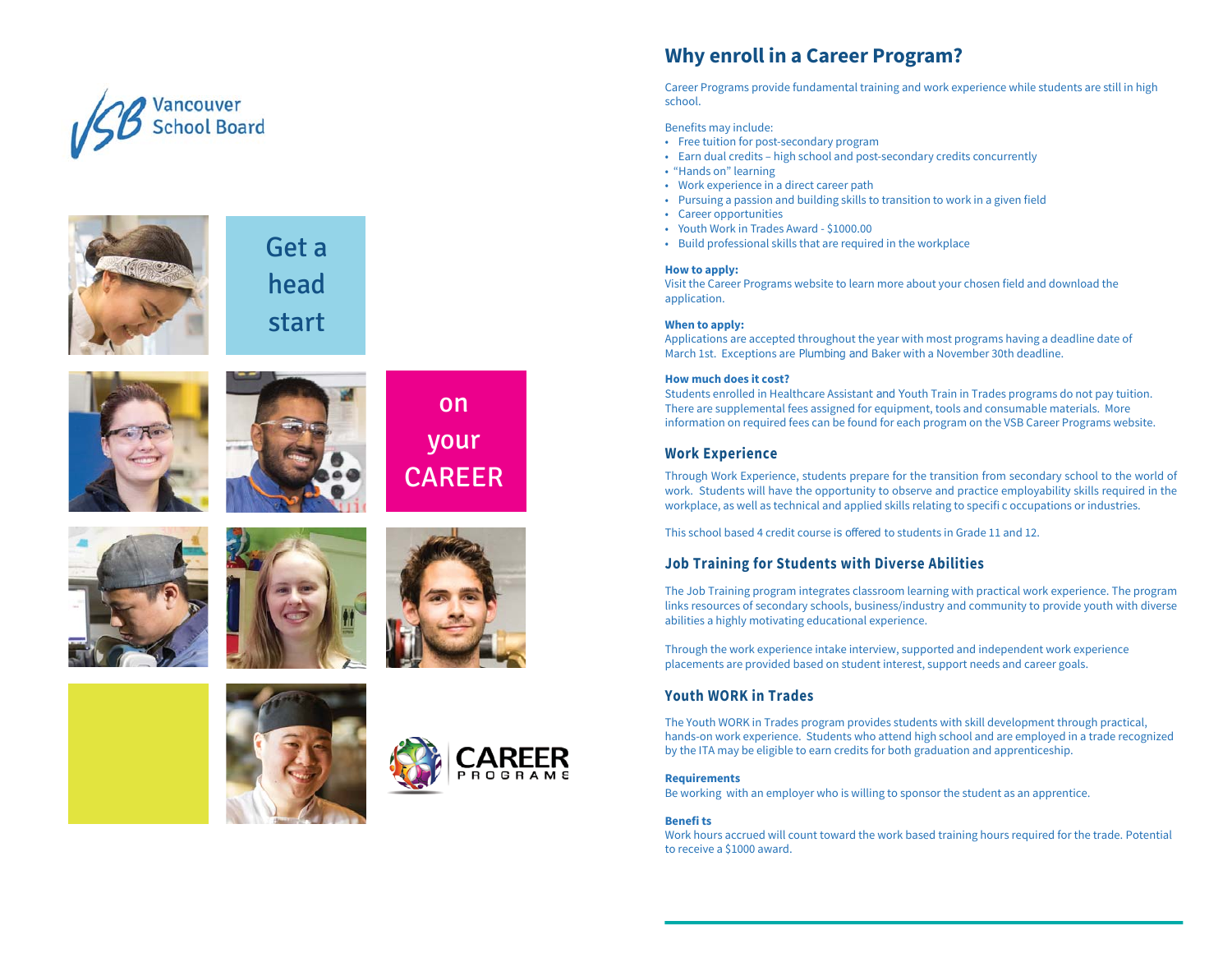Vancouver School Board

Get a head start on your CAREER

CAREER PROGRAMS

## Why enroll in a Career Program?

Career Programs provide fundamental training and work experience while students are still in high school.

Benefits may include:

- Free tuition for post-secondary program
- Earn dual credits – high school and post-secondary credits concurrently
- "Hands on" learning
- Work experience in a direct career path
- Pursuing a passion and building skills to transition to work in a given field
- Career opportunities
- Youth Work in Trades Award - $1000.00
- Build professional skills that are required in the workplace

**How to apply:**
Visit the Career Programs website to learn more about your chosen field and download the application.

**When to apply:**
Applications are accepted throughout the year with most programs having a deadline date of March 1st. Exceptions are Plumbing and Baker with a November 30th deadline.

**How much does it cost?**
Students enrolled in Healthcare Assistant and Youth Train in Trades programs do not pay tuition. There are supplemental fees assigned for equipment, tools and consumable materials. More information on required fees can be found for each program on the VSB Career Programs website.

### Work Experience

Through Work Experience, students prepare for the transition from secondary school to the world of work. Students will have the opportunity to observe and practice employability skills required in the workplace, as well as technical and applied skills relating to specifi c occupations or industries.

This school based 4 credit course is offered to students in Grade 11 and 12.

### Job Training for Students with Diverse Abilities

The Job Training program integrates classroom learning with practical work experience. The program links resources of secondary schools, business/industry and community to provide youth with diverse abilities a highly motivating educational experience.

Through the work experience intake interview, supported and independent work experience placements are provided based on student interest, support needs and career goals.

### Youth WORK in Trades

The Youth WORK in Trades program provides students with skill development through practical, hands-on work experience. Students who attend high school and are employed in a trade recognized by the ITA may be eligible to earn credits for both graduation and apprenticeship.

**Requirements**
Be working with an employer who is willing to sponsor the student as an apprentice.

**Benefi ts**
Work hours accrued will count toward the work based training hours required for the trade. Potential to receive a $1000 award.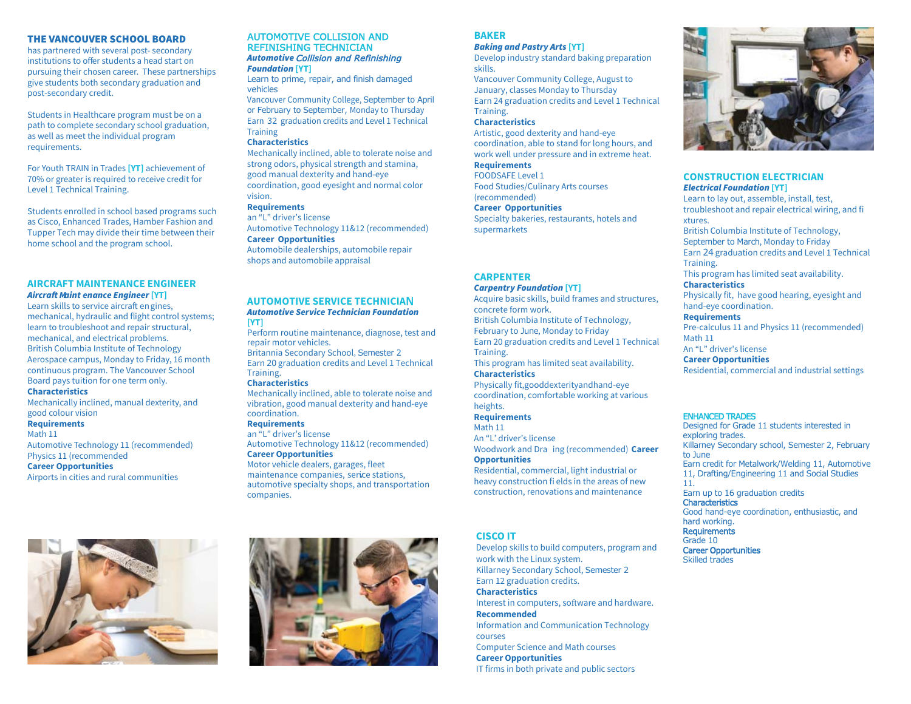## THE VANCOUVER SCHOOL BOARD

has partnered with several post- secondary institutions to offer students a head start on pursuing their chosen career. These partnerships give students both secondary graduation and post-secondary credit.

Students in Healthcare program must be on a path to complete secondary school graduation, as well as meet the individual program requirements.

For Youth TRAIN in Trades **[YT]** achievement of 70% or greater is required to receive credit for Level 1 Technical Training.

Students enrolled in school based programs such as Cisco, Enhanced Trades, Hamber Fashion and Tupper Tech may divide their time between their home school and the program school.

## AIRCRAFT MAINTENANCE ENGINEER

***Aircraft Maint enance Engineer* [YT]**

Learn skills to service aircraft engines, mechanical, hydraulic and flight control systems; learn to troubleshoot and repair structural, mechanical, and electrical problems.

British Columbia Institute of Technology Aerospace campus, Monday to Friday, 16 month continuous program. The Vancouver School Board pays tuition for one term only.

**Characteristics**

Mechanically inclined, manual dexterity, and good colour vision

**Requirements**

Math 11

Automotive Technology 11 (recommended)

Physics 11 (recommended

**Career Opportunities**

Airports in cities and rural communities

## AUTOMOTIVE COLLISION AND REFINISHING TECHNICIAN

***Automotive Collision and Refinishing Foundation* [YT]**

Learn to prime, repair, and finish damaged vehicles

Vancouver Community College, September to April or February to September, Monday to Thursday

Earn 32 graduation credits and Level 1 Technical Training

**Characteristics**

Mechanically inclined, able to tolerate noise and strong odors, physical strength and stamina, good manual dexterity and hand-eye coordination, good eyesight and normal color vision.

**Requirements**

an "L" driver's license

Automotive Technology 11&12 (recommended)

**Career Opportunities**

Automobile dealerships, automobile repair shops and automobile appraisal

## AUTOMOTIVE SERVICE TECHNICIAN

***Automotive Service Technician Foundation* [YT]**

Perform routine maintenance, diagnose, test and repair motor vehicles.

Britannia Secondary School, Semester 2

Earn 20 graduation credits and Level 1 Technical Training.

**Characteristics**

Mechanically inclined, able to tolerate noise and vibration, good manual dexterity and hand-eye coordination.

**Requirements**

an "L" driver's license

Automotive Technology 11&12 (recommended)

**Career Opportunities**

Motor vehicle dealers, garages, fleet maintenance companies, serice stations, automotive specialty shops, and transportation companies.

## BAKER

***Baking and Pastry Arts* [YT]**

Develop industry standard baking preparation skills.

Vancouver Community College, August to January, classes Monday to Thursday

Earn 24 graduation credits and Level 1 Technical Training.

**Characteristics**

Artistic, good dexterity and hand-eye coordination, able to stand for long hours, and work well under pressure and in extreme heat.

**Requirements**

FOODSAFE Level 1

Food Studies/Culinary Arts courses (recommended)

**Career Opportunities**

Specialty bakeries, restaurants, hotels and supermarkets

## CARPENTER

***Carpentry Foundation* [YT]**

Acquire basic skills, build frames and structures, concrete form work.

British Columbia Institute of Technology, February to June, Monday to Friday

Earn 20 graduation credits and Level 1 Technical Training.

This program has limited seat availability.

**Characteristics**

Physically fit,gooddexterityandhand-eye coordination, comfortable working at various heights.

**Requirements**

Math 11

An "L' driver's license

Woodwork and Dra ing (recommended)

**Career Opportunities**

Residential, commercial, light industrial or heavy construction fi elds in the areas of new construction, renovations and maintenance

## CISCO IT

Develop skills to build computers, program and work with the Linux system.

Killarney Secondary School, Semester 2

Earn 12 graduation credits.

**Characteristics**

Interest in computers, software and hardware.

**Recommended**

Information and Communication Technology courses

Computer Science and Math courses

**Career Opportunities**

IT firms in both private and public sectors

## CONSTRUCTION ELECTRICIAN

***Electrical Foundation* [YT]**

Learn to lay out, assemble, install, test, troubleshoot and repair electrical wiring, and fi xtures.

British Columbia Institute of Technology, September to March, Monday to Friday

Earn 24 graduation credits and Level 1 Technical Training.

This program has limited seat availability.

**Characteristics**

Physically fit, have good hearing, eyesight and hand-eye coordination.

**Requirements**

Pre-calculus 11 and Physics 11 (recommended)

Math 11

An "L" driver's license

**Career Opportunities**

Residential, commercial and industrial settings

## ENHANCED TRADES

Designed for Grade 11 students interested in exploring trades.

Killarney Secondary school, Semester 2, February to June

Earn credit for Metalwork/Welding 11, Automotive 11, Drafting/Engineering 11 and Social Studies 11.

Earn up to 16 graduation credits

**Characteristics**

Good hand-eye coordination, enthusiastic, and hard working.

**Requirements**

Grade 10

**Career Opportunities**

Skilled trades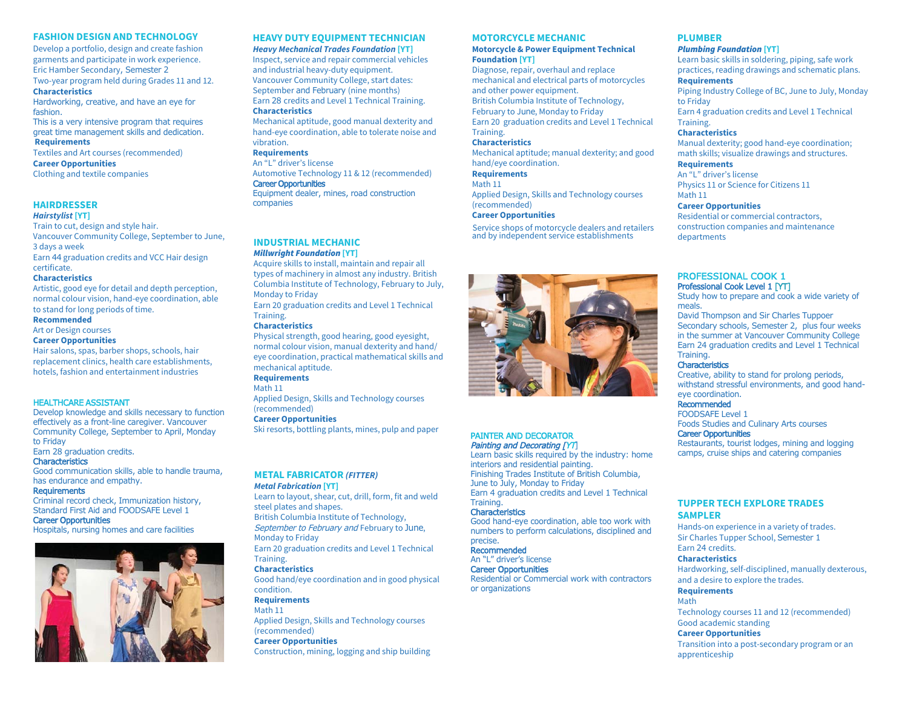## FASHION DESIGN AND TECHNOLOGY

Develop a portfolio, design and create fashion garments and participate in work experience.
Eric Hamber Secondary, Semester 2
Two-year program held during Grades 11 and 12.

**Characteristics**
Hardworking, creative, and have an eye for fashion.
This is a very intensive program that requires great time management skills and dedication.

**Requirements**
Textiles and Art courses (recommended)

**Career Opportunities**
Clothing and textile companies

## HAIRDRESSER

***Hairstylist* [YT]**
Train to cut, design and style hair.
Vancouver Community College, September to June, 3 days a week
Earn 44 graduation credits and VCC Hair design certificate.

**Characteristics**
Artistic, good eye for detail and depth perception, normal colour vision, hand-eye coordination, able to stand for long periods of time.

**Recommended**
Art or Design courses

**Career Opportunities**
Hair salons, spas, barber shops, schools, hair replacement clinics, health care establishments, hotels, fashion and entertainment industries

## HEALTHCARE ASSISTANT

Develop knowledge and skills necessary to function effectively as a front-line caregiver. Vancouver Community College, September to April, Monday to Friday
Earn 28 graduation credits.

**Characteristics**
Good communication skills, able to handle trauma, has endurance and empathy.

**Requirements**
Criminal record check, Immunization history, Standard First Aid and FOODSAFE Level 1

**Career Opportunities**
Hospitals, nursing homes and care facilities

## HEAVY DUTY EQUIPMENT TECHNICIAN

***Heavy Mechanical Trades Foundation* [YT]**
Inspect, service and repair commercial vehicles and industrial heavy-duty equipment.
Vancouver Community College, start dates: September and February (nine months)
Earn 28 credits and Level 1 Technical Training.

**Characteristics**
Mechanical aptitude, good manual dexterity and hand-eye coordination, able to tolerate noise and vibration.

**Requirements**
An "L" driver's license
Automotive Technology 11 & 12 (recommended)

**Career Opportunities**
Equipment dealer, mines, road construction companies

## INDUSTRIAL MECHANIC

***Millwright Foundation* [YT]**
Acquire skills to install, maintain and repair all types of machinery in almost any industry. British Columbia Institute of Technology, February to July, Monday to Friday
Earn 20 graduation credits and Level 1 Technical Training.

**Characteristics**
Physical strength, good hearing, good eyesight, normal colour vision, manual dexterity and hand/eye coordination, practical mathematical skills and mechanical aptitude.

**Requirements**
Math 11
Applied Design, Skills and Technology courses (recommended)

**Career Opportunities**
Ski resorts, bottling plants, mines, pulp and paper

## METAL FABRICATOR *(FITTER)*

***Metal Fabrication* [YT]**
Learn to layout, shear, cut, drill, form, fit and weld steel plates and shapes.
British Columbia Institute of Technology, *September to February and* February to June, Monday to Friday
Earn 20 graduation credits and Level 1 Technical Training.

**Characteristics**
Good hand/eye coordination and in good physical condition.

**Requirements**
Math 11
Applied Design, Skills and Technology courses (recommended)

**Career Opportunities**
Construction, mining, logging and ship building

## MOTORCYCLE MECHANIC

**Motorcycle & Power Equipment Technical Foundation [YT]**
Diagnose, repair, overhaul and replace mechanical and electrical parts of motorcycles and other power equipment.
British Columbia Institute of Technology, February to June, Monday to Friday
Earn 20 graduation credits and Level 1 Technical Training.

**Characteristics**
Mechanical aptitude; manual dexterity; and good hand/eye coordination.

**Requirements**
Math 11
Applied Design, Skills and Technology courses (recommended)

**Career Opportunities**
Service shops of motorcycle dealers and retailers and by independent service establishments

## PAINTER AND DECORATOR

***Painting and Decorating [YT]***
Learn basic skills required by the industry: home interiors and residential painting.
Finishing Trades Institute of British Columbia, June to July, Monday to Friday
Earn 4 graduation credits and Level 1 Technical Training.

**Characteristics**
Good hand-eye coordination, able too work with numbers to perform calculations, disciplined and precise.

**Recommended**
An "L" driver's license

**Career Opportunities**
Residential or Commercial work with contractors or organizations

## PLUMBER

***Plumbing Foundation* [YT]**
Learn basic skills in soldering, piping, safe work practices, reading drawings and schematic plans.

**Requirements**
Piping Industry College of BC, June to July, Monday to Friday
Earn 4 graduation credits and Level 1 Technical Training.

**Characteristics**
Manual dexterity; good hand-eye coordination; math skills; visualize drawings and structures.

**Requirements**
An "L" driver's license
Physics 11 or Science for Citizens 11
Math 11

**Career Opportunities**
Residential or commercial contractors, construction companies and maintenance departments

## PROFESSIONAL COOK 1

**Professional Cook Level 1 [YT]**
Study how to prepare and cook a wide variety of meals.
David Thompson and Sir Charles Tuppoer Secondary schools, Semester 2, plus four weeks in the summer at Vancouver Community College
Earn 24 graduation credits and Level 1 Technical Training.

**Characteristics**
Creative, ability to stand for prolong periods, withstand stressful environments, and good hand-eye coordination.

**Recommended**
FOODSAFE Level 1
Foods Studies and Culinary Arts courses

**Career Opportunities**
Restaurants, tourist lodges, mining and logging camps, cruise ships and catering companies

## TUPPER TECH EXPLORE TRADES SAMPLER

Hands-on experience in a variety of trades.
Sir Charles Tupper School, Semester 1
Earn 24 credits.

**Characteristics**
Hardworking, self-disciplined, manually dexterous, and a desire to explore the trades.

**Requirements**
Math
Technology courses 11 and 12 (recommended)
Good academic standing

**Career Opportunities**
Transition into a post-secondary program or an apprenticeship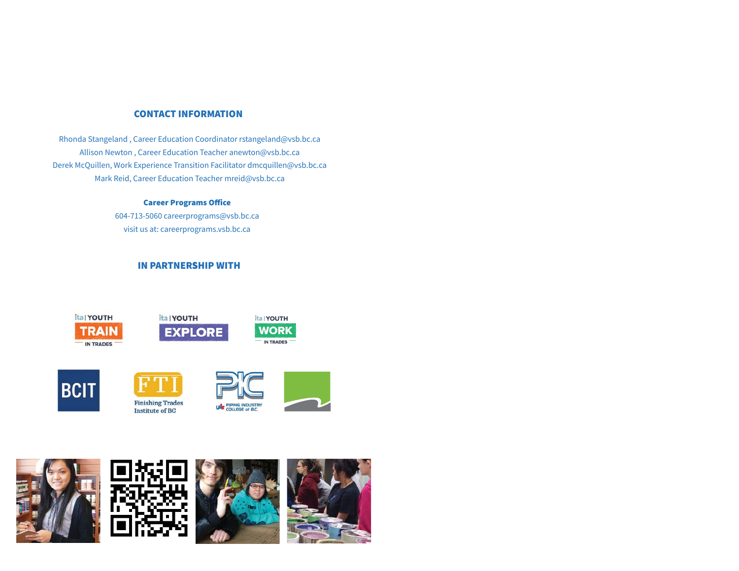## CONTACT INFORMATION

Rhonda Stangeland , Career Education Coordinator rstangeland@vsb.bc.ca
Allison Newton , Career Education Teacher anewton@vsb.bc.ca
Derek McQuillen, Work Experience Transition Facilitator dmcquillen@vsb.bc.ca
Mark Reid, Career Education Teacher mreid@vsb.bc.ca

**Career Programs Office**
604-713-5060 careerprograms@vsb.bc.ca
visit us at: careerprograms.vsb.bc.ca

## IN PARTNERSHIP WITH

ita | YOUTH TRAIN IN TRADES
ita | YOUTH EXPLORE
ita | YOUTH WORK IN TRADES

BCIT
FTI Finishing Trades Institute of BC
PIC PIPING INDUSTRY COLLEGE of B.C.